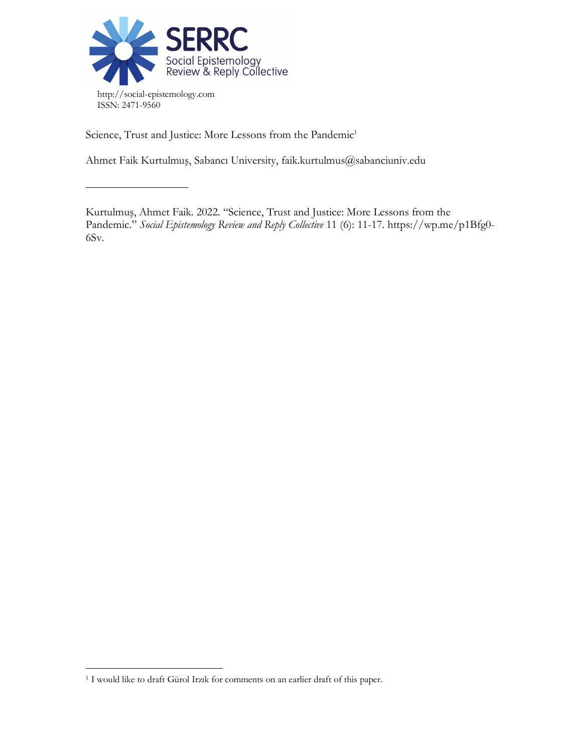SERRC
Social Epistemology Review & Reply Collective

http://social-epistemology.com
ISSN: 2471-9560

Science, Trust and Justice: More Lessons from the Pandemic[1]

Ahmet Faik Kurtulmuş, Sabancı University, faik.kurtulmus@sabanciuniv.edu

---

Kurtulmuş, Ahmet Faik. 2022. "Science, Trust and Justice: More Lessons from the Pandemic." *Social Epistemology Review and Reply Collective* 11 (6): 11-17. https://wp.me/p1Bfg0-6Sv.

[1] I would like to draft Gürol Irzık for comments on an earlier draft of this paper.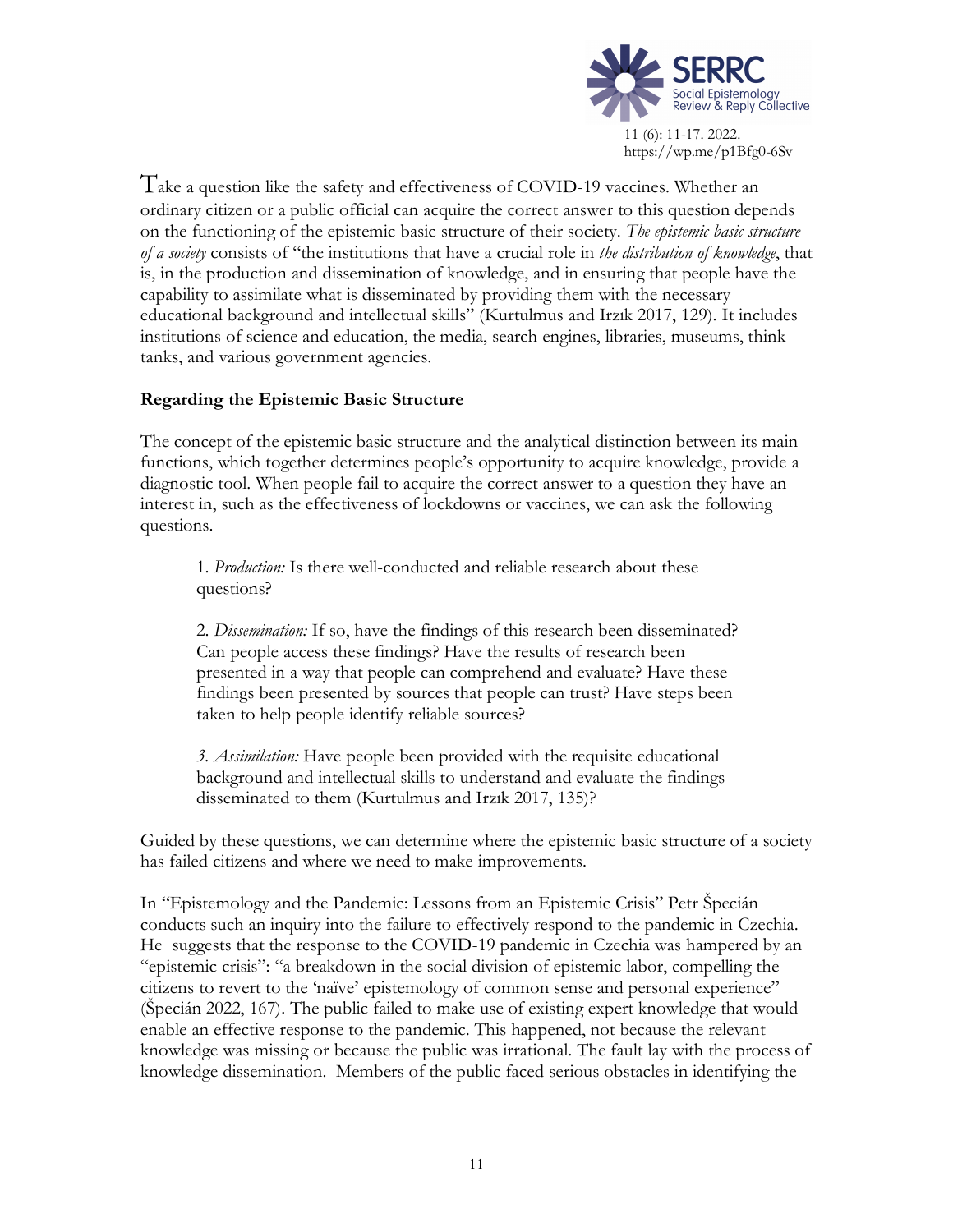Take a question like the safety and effectiveness of COVID-19 vaccines. Whether an ordinary citizen or a public official can acquire the correct answer to this question depends on the functioning of the epistemic basic structure of their society. *The epistemic basic structure of a society* consists of "the institutions that have a crucial role in *the distribution of knowledge*, that is, in the production and dissemination of knowledge, and in ensuring that people have the capability to assimilate what is disseminated by providing them with the necessary educational background and intellectual skills" (Kurtulmus and Irzık 2017, 129). It includes institutions of science and education, the media, search engines, libraries, museums, think tanks, and various government agencies.

**Regarding the Epistemic Basic Structure**

The concept of the epistemic basic structure and the analytical distinction between its main functions, which together determines people's opportunity to acquire knowledge, provide a diagnostic tool. When people fail to acquire the correct answer to a question they have an interest in, such as the effectiveness of lockdowns or vaccines, we can ask the following questions.

> 1. *Production:* Is there well-conducted and reliable research about these questions?
>
> 2. *Dissemination:* If so, have the findings of this research been disseminated? Can people access these findings? Have the results of research been presented in a way that people can comprehend and evaluate? Have these findings been presented by sources that people can trust? Have steps been taken to help people identify reliable sources?
>
> *3. Assimilation:* Have people been provided with the requisite educational background and intellectual skills to understand and evaluate the findings disseminated to them (Kurtulmus and Irzık 2017, 135)?

Guided by these questions, we can determine where the epistemic basic structure of a society has failed citizens and where we need to make improvements.

In "Epistemology and the Pandemic: Lessons from an Epistemic Crisis" Petr Špecián conducts such an inquiry into the failure to effectively respond to the pandemic in Czechia. He suggests that the response to the COVID-19 pandemic in Czechia was hampered by an "epistemic crisis": "a breakdown in the social division of epistemic labor, compelling the citizens to revert to the 'naïve' epistemology of common sense and personal experience" (Špecián 2022, 167). The public failed to make use of existing expert knowledge that would enable an effective response to the pandemic. This happened, not because the relevant knowledge was missing or because the public was irrational. The fault lay with the process of knowledge dissemination. Members of the public faced serious obstacles in identifying the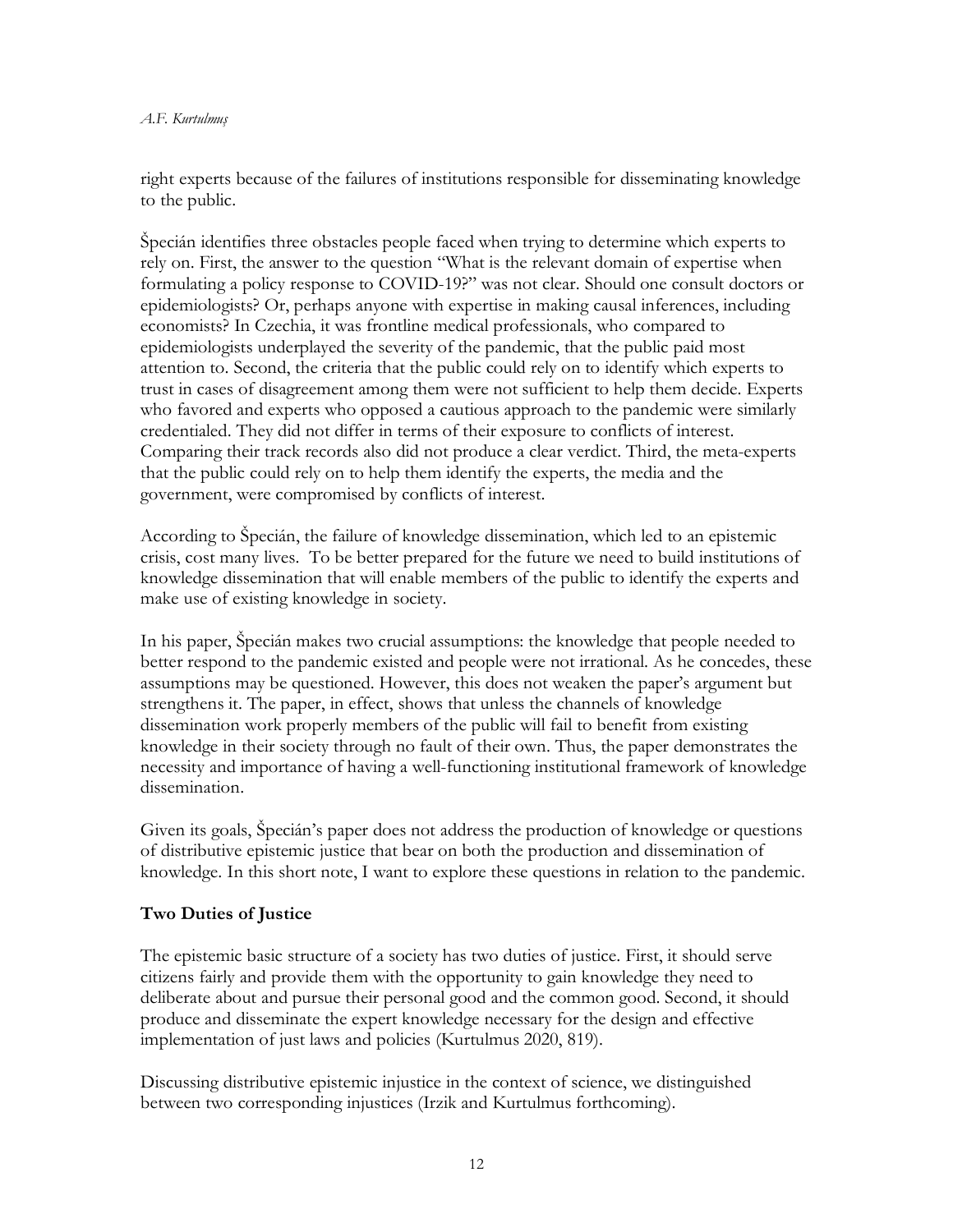right experts because of the failures of institutions responsible for disseminating knowledge to the public.

Špecián identifies three obstacles people faced when trying to determine which experts to rely on. First, the answer to the question "What is the relevant domain of expertise when formulating a policy response to COVID-19?" was not clear. Should one consult doctors or epidemiologists? Or, perhaps anyone with expertise in making causal inferences, including economists? In Czechia, it was frontline medical professionals, who compared to epidemiologists underplayed the severity of the pandemic, that the public paid most attention to. Second, the criteria that the public could rely on to identify which experts to trust in cases of disagreement among them were not sufficient to help them decide. Experts who favored and experts who opposed a cautious approach to the pandemic were similarly credentialed. They did not differ in terms of their exposure to conflicts of interest. Comparing their track records also did not produce a clear verdict. Third, the meta-experts that the public could rely on to help them identify the experts, the media and the government, were compromised by conflicts of interest.

According to Špecián, the failure of knowledge dissemination, which led to an epistemic crisis, cost many lives. To be better prepared for the future we need to build institutions of knowledge dissemination that will enable members of the public to identify the experts and make use of existing knowledge in society.

In his paper, Špecián makes two crucial assumptions: the knowledge that people needed to better respond to the pandemic existed and people were not irrational. As he concedes, these assumptions may be questioned. However, this does not weaken the paper's argument but strengthens it. The paper, in effect, shows that unless the channels of knowledge dissemination work properly members of the public will fail to benefit from existing knowledge in their society through no fault of their own. Thus, the paper demonstrates the necessity and importance of having a well-functioning institutional framework of knowledge dissemination.

Given its goals, Špecián's paper does not address the production of knowledge or questions of distributive epistemic justice that bear on both the production and dissemination of knowledge. In this short note, I want to explore these questions in relation to the pandemic.

## Two Duties of Justice

The epistemic basic structure of a society has two duties of justice. First, it should serve citizens fairly and provide them with the opportunity to gain knowledge they need to deliberate about and pursue their personal good and the common good. Second, it should produce and disseminate the expert knowledge necessary for the design and effective implementation of just laws and policies (Kurtulmus 2020, 819).

Discussing distributive epistemic injustice in the context of science, we distinguished between two corresponding injustices (Irzik and Kurtulmus forthcoming).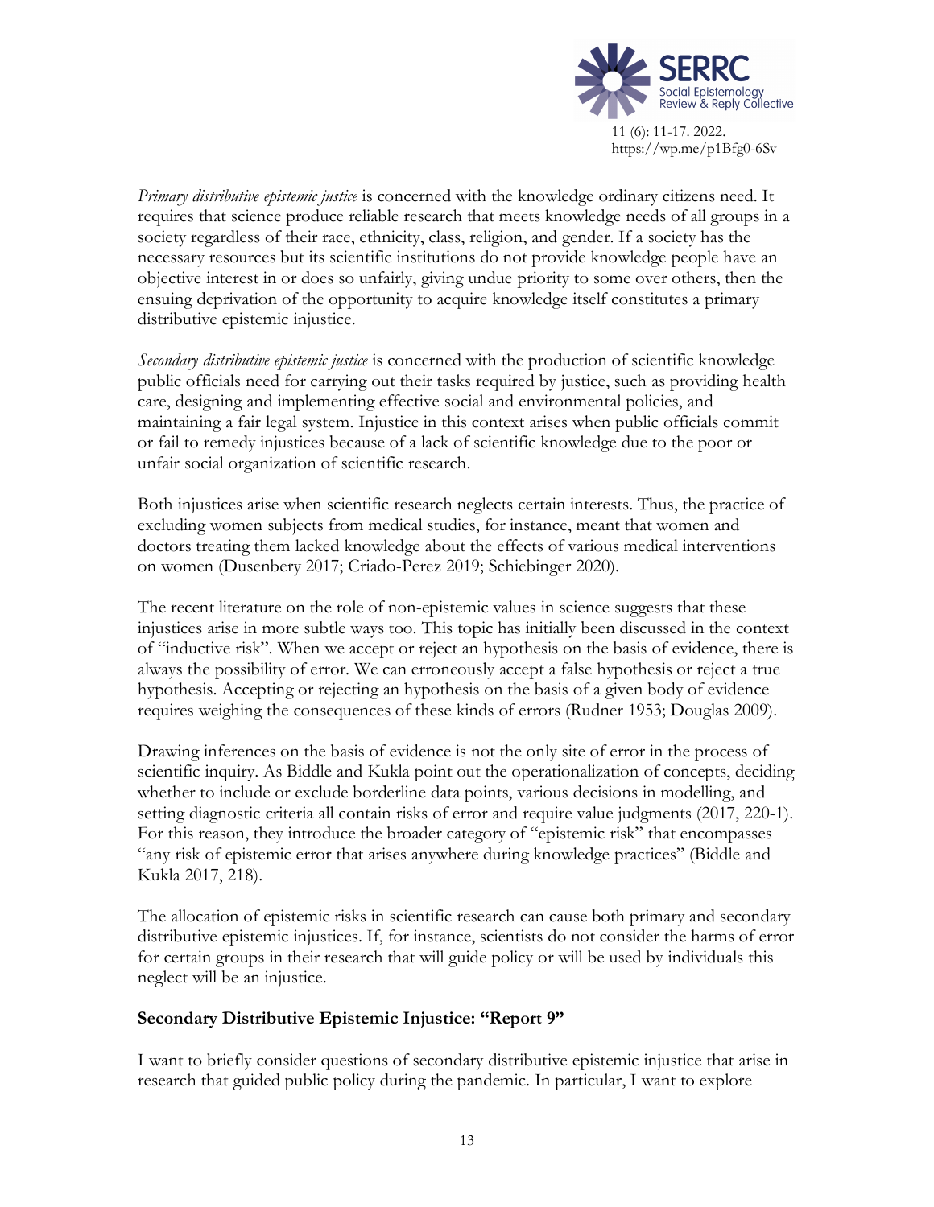*Primary distributive epistemic justice* is concerned with the knowledge ordinary citizens need. It requires that science produce reliable research that meets knowledge needs of all groups in a society regardless of their race, ethnicity, class, religion, and gender. If a society has the necessary resources but its scientific institutions do not provide knowledge people have an objective interest in or does so unfairly, giving undue priority to some over others, then the ensuing deprivation of the opportunity to acquire knowledge itself constitutes a primary distributive epistemic injustice.

*Secondary distributive epistemic justice* is concerned with the production of scientific knowledge public officials need for carrying out their tasks required by justice, such as providing health care, designing and implementing effective social and environmental policies, and maintaining a fair legal system. Injustice in this context arises when public officials commit or fail to remedy injustices because of a lack of scientific knowledge due to the poor or unfair social organization of scientific research.

Both injustices arise when scientific research neglects certain interests. Thus, the practice of excluding women subjects from medical studies, for instance, meant that women and doctors treating them lacked knowledge about the effects of various medical interventions on women (Dusenbery 2017; Criado-Perez 2019; Schiebinger 2020).

The recent literature on the role of non-epistemic values in science suggests that these injustices arise in more subtle ways too. This topic has initially been discussed in the context of "inductive risk". When we accept or reject an hypothesis on the basis of evidence, there is always the possibility of error. We can erroneously accept a false hypothesis or reject a true hypothesis. Accepting or rejecting an hypothesis on the basis of a given body of evidence requires weighing the consequences of these kinds of errors (Rudner 1953; Douglas 2009).

Drawing inferences on the basis of evidence is not the only site of error in the process of scientific inquiry. As Biddle and Kukla point out the operationalization of concepts, deciding whether to include or exclude borderline data points, various decisions in modelling, and setting diagnostic criteria all contain risks of error and require value judgments (2017, 220-1). For this reason, they introduce the broader category of "epistemic risk" that encompasses "any risk of epistemic error that arises anywhere during knowledge practices" (Biddle and Kukla 2017, 218).

The allocation of epistemic risks in scientific research can cause both primary and secondary distributive epistemic injustices. If, for instance, scientists do not consider the harms of error for certain groups in their research that will guide policy or will be used by individuals this neglect will be an injustice.

## Secondary Distributive Epistemic Injustice: "Report 9"

I want to briefly consider questions of secondary distributive epistemic injustice that arise in research that guided public policy during the pandemic. In particular, I want to explore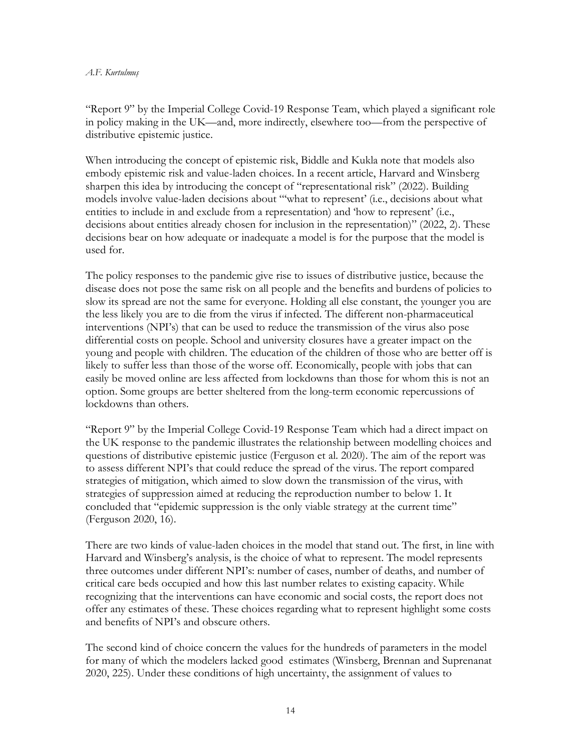"Report 9" by the Imperial College Covid-19 Response Team, which played a significant role in policy making in the UK—and, more indirectly, elsewhere too—from the perspective of distributive epistemic justice.

When introducing the concept of epistemic risk, Biddle and Kukla note that models also embody epistemic risk and value-laden choices. In a recent article, Harvard and Winsberg sharpen this idea by introducing the concept of "representational risk" (2022). Building models involve value-laden decisions about "'what to represent' (i.e., decisions about what entities to include in and exclude from a representation) and 'how to represent' (i.e., decisions about entities already chosen for inclusion in the representation)" (2022, 2). These decisions bear on how adequate or inadequate a model is for the purpose that the model is used for.

The policy responses to the pandemic give rise to issues of distributive justice, because the disease does not pose the same risk on all people and the benefits and burdens of policies to slow its spread are not the same for everyone. Holding all else constant, the younger you are the less likely you are to die from the virus if infected. The different non-pharmaceutical interventions (NPI's) that can be used to reduce the transmission of the virus also pose differential costs on people. School and university closures have a greater impact on the young and people with children. The education of the children of those who are better off is likely to suffer less than those of the worse off. Economically, people with jobs that can easily be moved online are less affected from lockdowns than those for whom this is not an option. Some groups are better sheltered from the long-term economic repercussions of lockdowns than others.

"Report 9" by the Imperial College Covid-19 Response Team which had a direct impact on the UK response to the pandemic illustrates the relationship between modelling choices and questions of distributive epistemic justice (Ferguson et al. 2020). The aim of the report was to assess different NPI's that could reduce the spread of the virus. The report compared strategies of mitigation, which aimed to slow down the transmission of the virus, with strategies of suppression aimed at reducing the reproduction number to below 1. It concluded that "epidemic suppression is the only viable strategy at the current time" (Ferguson 2020, 16).

There are two kinds of value-laden choices in the model that stand out. The first, in line with Harvard and Winsberg's analysis, is the choice of what to represent. The model represents three outcomes under different NPI's: number of cases, number of deaths, and number of critical care beds occupied and how this last number relates to existing capacity. While recognizing that the interventions can have economic and social costs, the report does not offer any estimates of these. These choices regarding what to represent highlight some costs and benefits of NPI's and obscure others.

The second kind of choice concern the values for the hundreds of parameters in the model for many of which the modelers lacked good estimates (Winsberg, Brennan and Suprenanat 2020, 225). Under these conditions of high uncertainty, the assignment of values to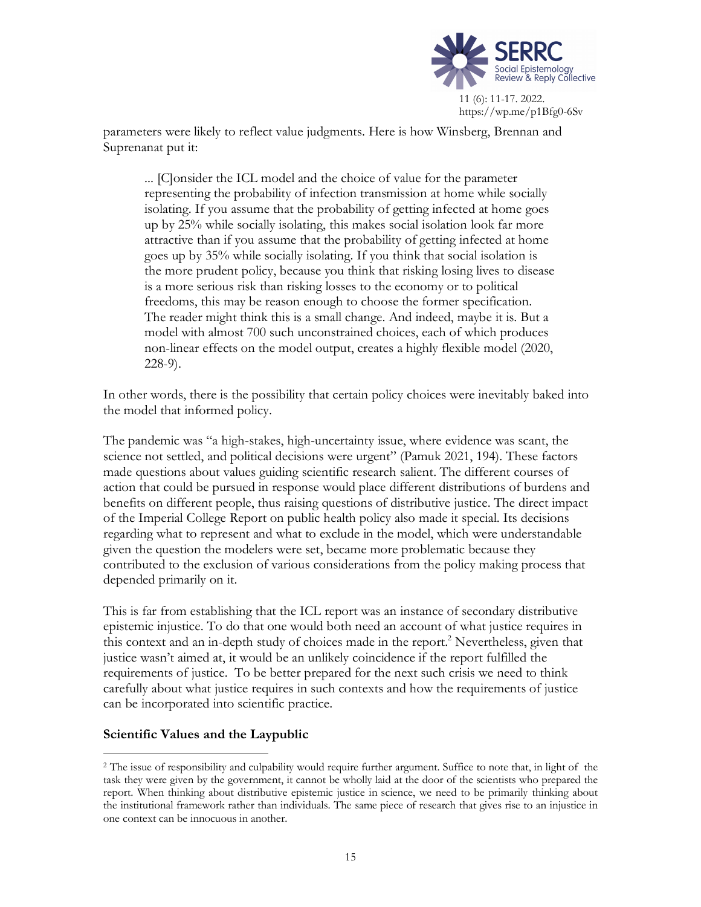parameters were likely to reflect value judgments. Here is how Winsberg, Brennan and Suprenanat put it:

> ... [C]onsider the ICL model and the choice of value for the parameter representing the probability of infection transmission at home while socially isolating. If you assume that the probability of getting infected at home goes up by 25% while socially isolating, this makes social isolation look far more attractive than if you assume that the probability of getting infected at home goes up by 35% while socially isolating. If you think that social isolation is the more prudent policy, because you think that risking losing lives to disease is a more serious risk than risking losses to the economy or to political freedoms, this may be reason enough to choose the former specification. The reader might think this is a small change. And indeed, maybe it is. But a model with almost 700 such unconstrained choices, each of which produces non-linear effects on the model output, creates a highly flexible model (2020, 228-9).

In other words, there is the possibility that certain policy choices were inevitably baked into the model that informed policy.

The pandemic was "a high-stakes, high-uncertainty issue, where evidence was scant, the science not settled, and political decisions were urgent" (Pamuk 2021, 194). These factors made questions about values guiding scientific research salient. The different courses of action that could be pursued in response would place different distributions of burdens and benefits on different people, thus raising questions of distributive justice. The direct impact of the Imperial College Report on public health policy also made it special. Its decisions regarding what to represent and what to exclude in the model, which were understandable given the question the modelers were set, became more problematic because they contributed to the exclusion of various considerations from the policy making process that depended primarily on it.

This is far from establishing that the ICL report was an instance of secondary distributive epistemic injustice. To do that one would both need an account of what justice requires in this context and an in-depth study of choices made in the report.[2] Nevertheless, given that justice wasn't aimed at, it would be an unlikely coincidence if the report fulfilled the requirements of justice. To be better prepared for the next such crisis we need to think carefully about what justice requires in such contexts and how the requirements of justice can be incorporated into scientific practice.

### Scientific Values and the Laypublic

[2] The issue of responsibility and culpability would require further argument. Suffice to note that, in light of the task they were given by the government, it cannot be wholly laid at the door of the scientists who prepared the report. When thinking about distributive epistemic justice in science, we need to be primarily thinking about the institutional framework rather than individuals. The same piece of research that gives rise to an injustice in one context can be innocuous in another.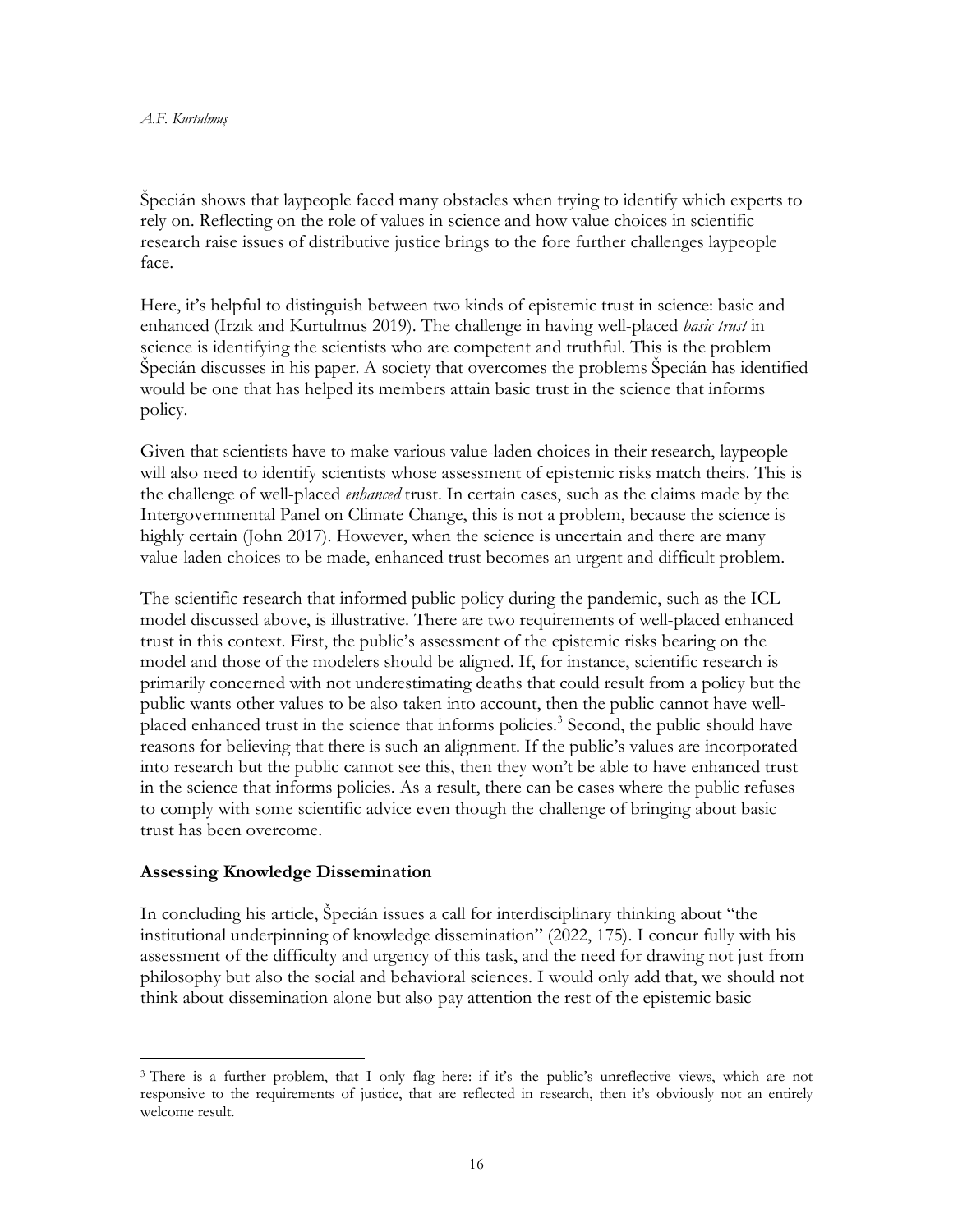Špecián shows that laypeople faced many obstacles when trying to identify which experts to rely on. Reflecting on the role of values in science and how value choices in scientific research raise issues of distributive justice brings to the fore further challenges laypeople face.

Here, it's helpful to distinguish between two kinds of epistemic trust in science: basic and enhanced (Irzık and Kurtulmus 2019). The challenge in having well-placed *basic trust* in science is identifying the scientists who are competent and truthful. This is the problem Špecián discusses in his paper. A society that overcomes the problems Špecián has identified would be one that has helped its members attain basic trust in the science that informs policy.

Given that scientists have to make various value-laden choices in their research, laypeople will also need to identify scientists whose assessment of epistemic risks match theirs. This is the challenge of well-placed *enhanced* trust. In certain cases, such as the claims made by the Intergovernmental Panel on Climate Change, this is not a problem, because the science is highly certain (John 2017). However, when the science is uncertain and there are many value-laden choices to be made, enhanced trust becomes an urgent and difficult problem.

The scientific research that informed public policy during the pandemic, such as the ICL model discussed above, is illustrative. There are two requirements of well-placed enhanced trust in this context. First, the public's assessment of the epistemic risks bearing on the model and those of the modelers should be aligned. If, for instance, scientific research is primarily concerned with not underestimating deaths that could result from a policy but the public wants other values to be also taken into account, then the public cannot have well-placed enhanced trust in the science that informs policies.[3] Second, the public should have reasons for believing that there is such an alignment. If the public's values are incorporated into research but the public cannot see this, then they won't be able to have enhanced trust in the science that informs policies. As a result, there can be cases where the public refuses to comply with some scientific advice even though the challenge of bringing about basic trust has been overcome.

## Assessing Knowledge Dissemination

In concluding his article, Špecián issues a call for interdisciplinary thinking about "the institutional underpinning of knowledge dissemination" (2022, 175). I concur fully with his assessment of the difficulty and urgency of this task, and the need for drawing not just from philosophy but also the social and behavioral sciences. I would only add that, we should not think about dissemination alone but also pay attention the rest of the epistemic basic

---

[3] There is a further problem, that I only flag here: if it's the public's unreflective views, which are not responsive to the requirements of justice, that are reflected in research, then it's obviously not an entirely welcome result.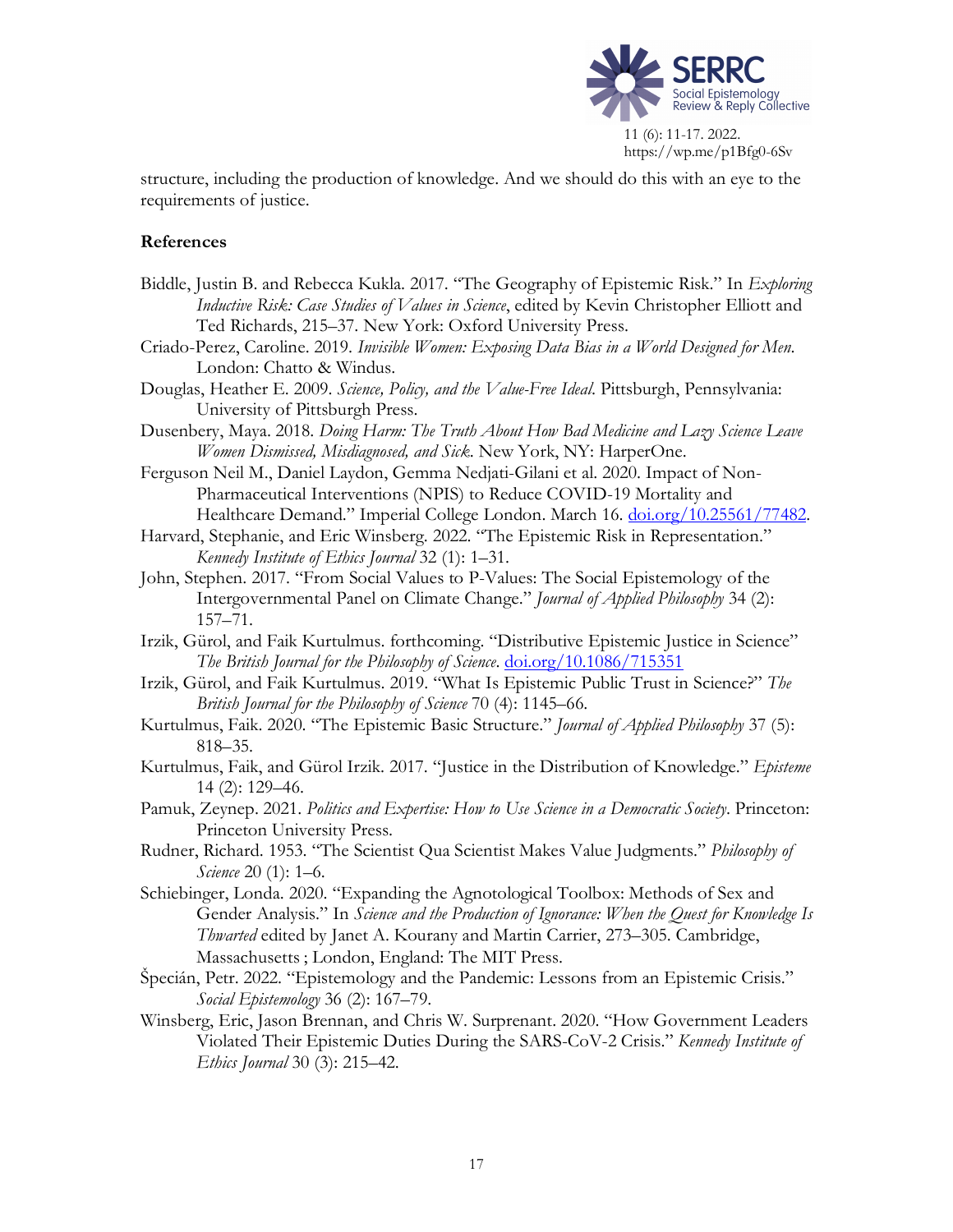structure, including the production of knowledge. And we should do this with an eye to the requirements of justice.

### References

Biddle, Justin B. and Rebecca Kukla. 2017. "The Geography of Epistemic Risk." In *Exploring Inductive Risk: Case Studies of Values in Science*, edited by Kevin Christopher Elliott and Ted Richards, 215–37. New York: Oxford University Press.

Criado-Perez, Caroline. 2019. *Invisible Women: Exposing Data Bias in a World Designed for Men*. London: Chatto & Windus.

Douglas, Heather E. 2009. *Science, Policy, and the Value-Free Ideal*. Pittsburgh, Pennsylvania: University of Pittsburgh Press.

Dusenbery, Maya. 2018. *Doing Harm: The Truth About How Bad Medicine and Lazy Science Leave Women Dismissed, Misdiagnosed, and Sick*. New York, NY: HarperOne.

Ferguson Neil M., Daniel Laydon, Gemma Nedjati-Gilani et al. 2020. Impact of Non-Pharmaceutical Interventions (NPIS) to Reduce COVID-19 Mortality and Healthcare Demand." Imperial College London. March 16. [doi.org/10.25561/77482](https://doi.org/10.25561/77482).

Harvard, Stephanie, and Eric Winsberg. 2022. "The Epistemic Risk in Representation." *Kennedy Institute of Ethics Journal* 32 (1): 1–31.

John, Stephen. 2017. "From Social Values to P-Values: The Social Epistemology of the Intergovernmental Panel on Climate Change." *Journal of Applied Philosophy* 34 (2): 157–71.

Irzik, Gürol, and Faik Kurtulmus. forthcoming. "Distributive Epistemic Justice in Science" *The British Journal for the Philosophy of Science*. [doi.org/10.1086/715351](https://doi.org/10.1086/715351)

Irzik, Gürol, and Faik Kurtulmus. 2019. "What Is Epistemic Public Trust in Science?" *The British Journal for the Philosophy of Science* 70 (4): 1145–66.

Kurtulmus, Faik. 2020. "The Epistemic Basic Structure." *Journal of Applied Philosophy* 37 (5): 818–35.

Kurtulmus, Faik, and Gürol Irzik. 2017. "Justice in the Distribution of Knowledge." *Episteme* 14 (2): 129–46.

Pamuk, Zeynep. 2021. *Politics and Expertise: How to Use Science in a Democratic Society*. Princeton: Princeton University Press.

Rudner, Richard. 1953. "The Scientist Qua Scientist Makes Value Judgments." *Philosophy of Science* 20 (1): 1–6.

Schiebinger, Londa. 2020. "Expanding the Agnotological Toolbox: Methods of Sex and Gender Analysis." In *Science and the Production of Ignorance: When the Quest for Knowledge Is Thwarted* edited by Janet A. Kourany and Martin Carrier, 273–305. Cambridge, Massachusetts ; London, England: The MIT Press.

Špecián, Petr. 2022. "Epistemology and the Pandemic: Lessons from an Epistemic Crisis." *Social Epistemology* 36 (2): 167–79.

Winsberg, Eric, Jason Brennan, and Chris W. Surprenant. 2020. "How Government Leaders Violated Their Epistemic Duties During the SARS-CoV-2 Crisis." *Kennedy Institute of Ethics Journal* 30 (3): 215–42.